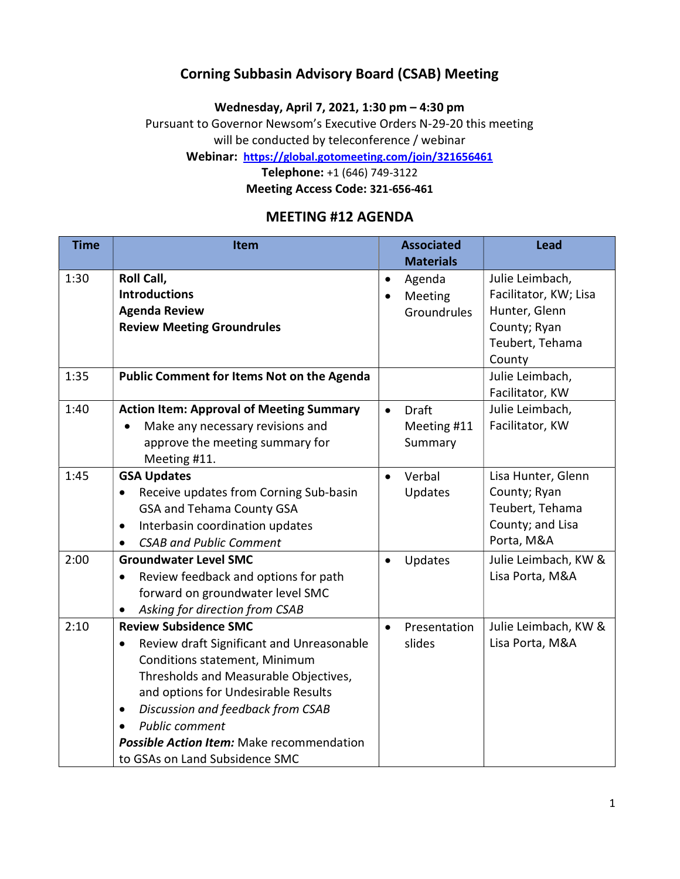# Corning Subbasin Advisory Board (CSAB) Meeting

**Wednesday, April 7, 2021, 1:30 pm – 4:30 pm**

Pursuant to Governor Newsom's Executive Orders N-29-20 this meeting will be conducted by teleconference / webinar

**Webinar: https://global.gotomeeting.com/join/321656461**

**Telephone:** +1 (646) 749-3122

**Meeting Access Code: 321-656-461**

## MEETING #12 AGENDA

| Time | Item | Associated Materials | Lead |
|---|---|---|---|
| 1:30 | **Roll Call,**<br>**Introductions**<br>**Agenda Review**<br>**Review Meeting Groundrules** | • Agenda<br>• Meeting Groundrules | Julie Leimbach, Facilitator, KW; Lisa Hunter, Glenn County; Ryan Teubert, Tehama County |
| 1:35 | **Public Comment for Items Not on the Agenda** | | Julie Leimbach, Facilitator, KW |
| 1:40 | **Action Item: Approval of Meeting Summary**<br>• Make any necessary revisions and approve the meeting summary for Meeting #11. | • Draft Meeting #11 Summary | Julie Leimbach, Facilitator, KW |
| 1:45 | **GSA Updates**<br>• Receive updates from Corning Sub-basin GSA and Tehama County GSA<br>• Interbasin coordination updates<br>• *CSAB and Public Comment* | • Verbal Updates | Lisa Hunter, Glenn County; Ryan Teubert, Tehama County; and Lisa Porta, M&A |
| 2:00 | **Groundwater Level SMC**<br>• Review feedback and options for path forward on groundwater level SMC<br>• *Asking for direction from CSAB* | • Updates | Julie Leimbach, KW & Lisa Porta, M&A |
| 2:10 | **Review Subsidence SMC**<br>• Review draft Significant and Unreasonable Conditions statement, Minimum Thresholds and Measurable Objectives, and options for Undesirable Results<br>• *Discussion and feedback from CSAB*<br>• *Public comment*<br>***Possible Action Item:*** Make recommendation to GSAs on Land Subsidence SMC | • Presentation slides | Julie Leimbach, KW & Lisa Porta, M&A |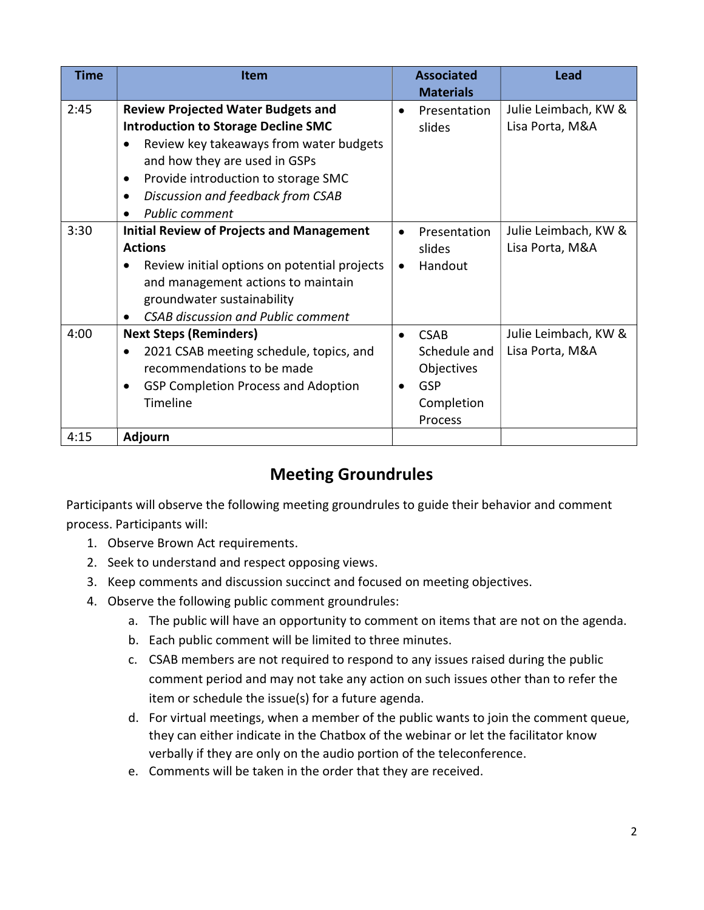| Time | Item | Associated Materials | Lead |
|---|---|---|---|
| 2:45 | **Review Projected Water Budgets and Introduction to Storage Decline SMC**<br>• Review key takeaways from water budgets and how they are used in GSPs<br>• Provide introduction to storage SMC<br>• *Discussion and feedback from CSAB*<br>• *Public comment* | • Presentation slides | Julie Leimbach, KW & Lisa Porta, M&A |
| 3:30 | **Initial Review of Projects and Management Actions**<br>• Review initial options on potential projects and management actions to maintain groundwater sustainability<br>• *CSAB discussion and Public comment* | • Presentation slides<br>• Handout | Julie Leimbach, KW & Lisa Porta, M&A |
| 4:00 | **Next Steps (Reminders)**<br>• 2021 CSAB meeting schedule, topics, and recommendations to be made<br>• GSP Completion Process and Adoption Timeline | • CSAB Schedule and Objectives<br>• GSP Completion Process | Julie Leimbach, KW & Lisa Porta, M&A |
| 4:15 | **Adjourn** | | |

## Meeting Groundrules

Participants will observe the following meeting groundrules to guide their behavior and comment process. Participants will:

1. Observe Brown Act requirements.
2. Seek to understand and respect opposing views.
3. Keep comments and discussion succinct and focused on meeting objectives.
4. Observe the following public comment groundrules:
   a. The public will have an opportunity to comment on items that are not on the agenda.
   b. Each public comment will be limited to three minutes.
   c. CSAB members are not required to respond to any issues raised during the public comment period and may not take any action on such issues other than to refer the item or schedule the issue(s) for a future agenda.
   d. For virtual meetings, when a member of the public wants to join the comment queue, they can either indicate in the Chatbox of the webinar or let the facilitator know verbally if they are only on the audio portion of the teleconference.
   e. Comments will be taken in the order that they are received.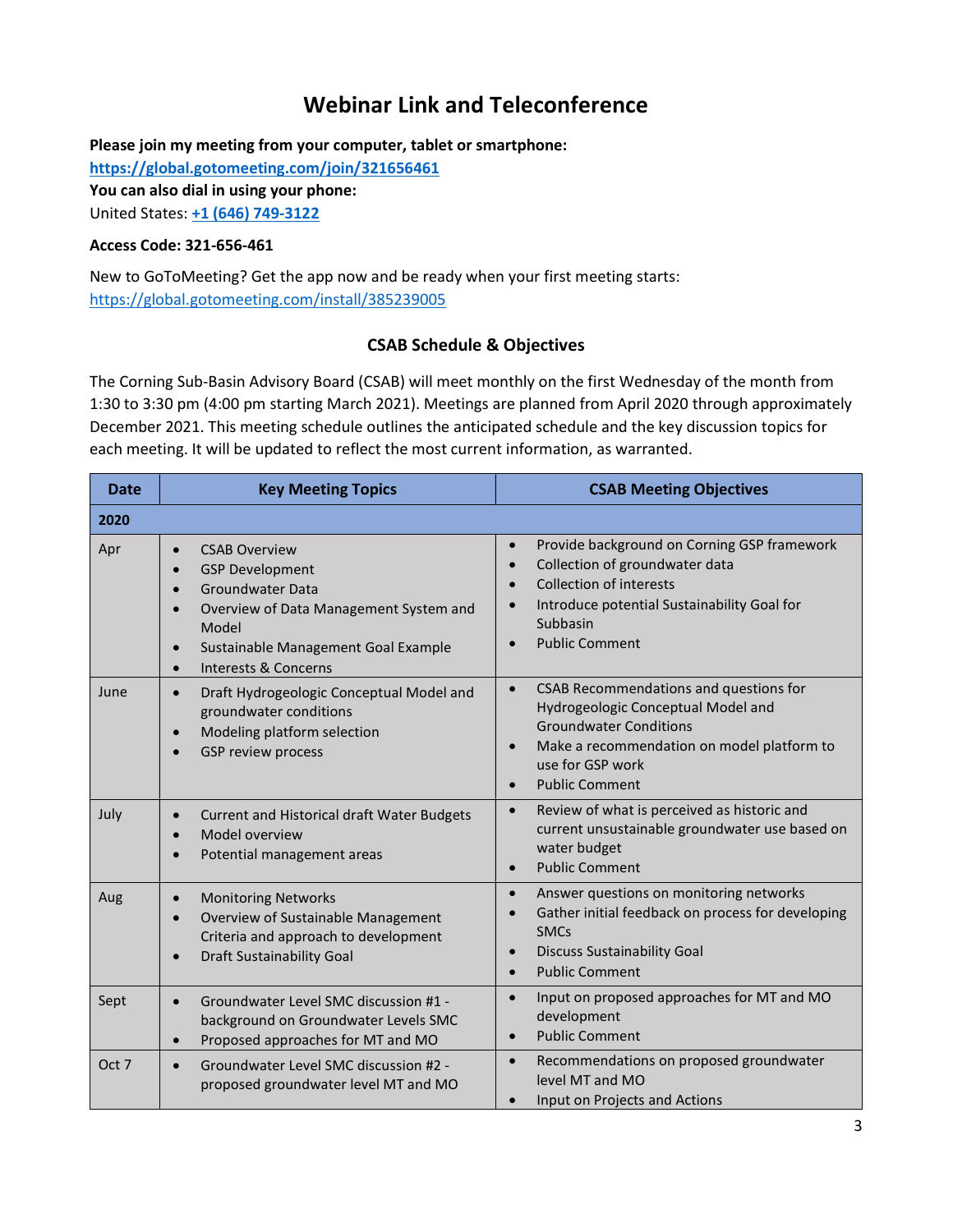# Webinar Link and Teleconference

**Please join my meeting from your computer, tablet or smartphone:**
**https://global.gotomeeting.com/join/321656461**
**You can also dial in using your phone:**
United States: **+1 (646) 749-3122**

**Access Code: 321-656-461**

New to GoToMeeting? Get the app now and be ready when your first meeting starts:
https://global.gotomeeting.com/install/385239005

### CSAB Schedule & Objectives

The Corning Sub-Basin Advisory Board (CSAB) will meet monthly on the first Wednesday of the month from 1:30 to 3:30 pm (4:00 pm starting March 2021). Meetings are planned from April 2020 through approximately December 2021. This meeting schedule outlines the anticipated schedule and the key discussion topics for each meeting. It will be updated to reflect the most current information, as warranted.

| Date | Key Meeting Topics | CSAB Meeting Objectives |
|---|---|---|
| **2020** | | |
| Apr | • CSAB Overview<br>• GSP Development<br>• Groundwater Data<br>• Overview of Data Management System and Model<br>• Sustainable Management Goal Example<br>• Interests & Concerns | • Provide background on Corning GSP framework<br>• Collection of groundwater data<br>• Collection of interests<br>• Introduce potential Sustainability Goal for Subbasin<br>• Public Comment |
| June | • Draft Hydrogeologic Conceptual Model and groundwater conditions<br>• Modeling platform selection<br>• GSP review process | • CSAB Recommendations and questions for Hydrogeologic Conceptual Model and Groundwater Conditions<br>• Make a recommendation on model platform to use for GSP work<br>• Public Comment |
| July | • Current and Historical draft Water Budgets<br>• Model overview<br>• Potential management areas | • Review of what is perceived as historic and current unsustainable groundwater use based on water budget<br>• Public Comment |
| Aug | • Monitoring Networks<br>• Overview of Sustainable Management Criteria and approach to development<br>• Draft Sustainability Goal | • Answer questions on monitoring networks<br>• Gather initial feedback on process for developing SMCs<br>• Discuss Sustainability Goal<br>• Public Comment |
| Sept | • Groundwater Level SMC discussion #1 - background on Groundwater Levels SMC<br>• Proposed approaches for MT and MO | • Input on proposed approaches for MT and MO development<br>• Public Comment |
| Oct 7 | • Groundwater Level SMC discussion #2 - proposed groundwater level MT and MO | • Recommendations on proposed groundwater level MT and MO<br>• Input on Projects and Actions |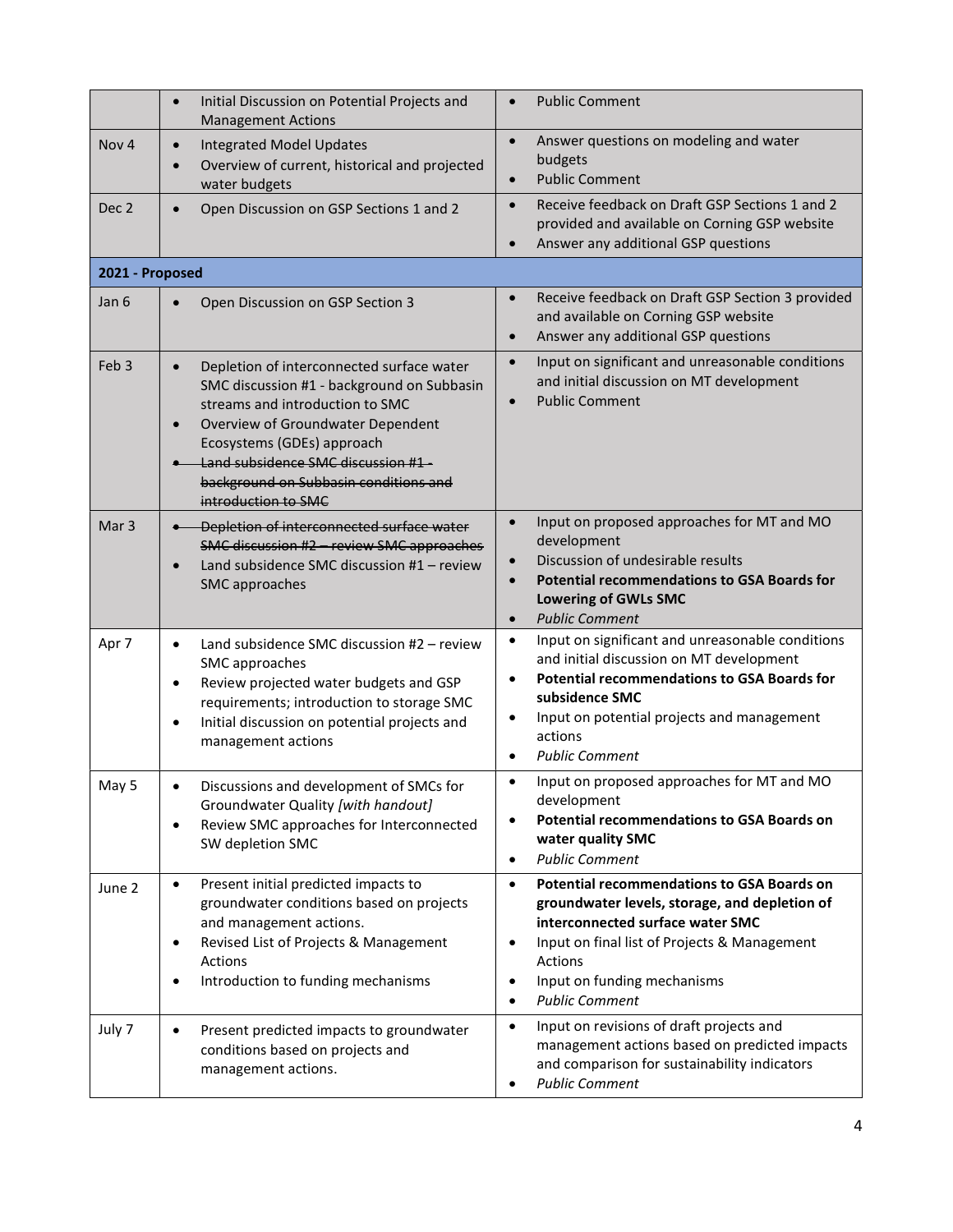| | | |
|---|---|---|
| | • Initial Discussion on Potential Projects and Management Actions | • Public Comment |
| Nov 4 | • Integrated Model Updates<br>• Overview of current, historical and projected water budgets | • Answer questions on modeling and water budgets<br>• Public Comment |
| Dec 2 | • Open Discussion on GSP Sections 1 and 2 | • Receive feedback on Draft GSP Sections 1 and 2 provided and available on Corning GSP website<br>• Answer any additional GSP questions |
| **2021 - Proposed** | | |
| Jan 6 | • Open Discussion on GSP Section 3 | • Receive feedback on Draft GSP Section 3 provided and available on Corning GSP website<br>• Answer any additional GSP questions |
| Feb 3 | • Depletion of interconnected surface water SMC discussion #1 - background on Subbasin streams and introduction to SMC<br>• Overview of Groundwater Dependent Ecosystems (GDEs) approach<br>• ~~Land subsidence SMC discussion #1 - background on Subbasin conditions and introduction to SMC~~ | • Input on significant and unreasonable conditions and initial discussion on MT development<br>• Public Comment |
| Mar 3 | • ~~Depletion of interconnected surface water SMC discussion #2 – review SMC approaches~~<br>• Land subsidence SMC discussion #1 – review SMC approaches | • Input on proposed approaches for MT and MO development<br>• Discussion of undesirable results<br>• **Potential recommendations to GSA Boards for Lowering of GWLs SMC**<br>• *Public Comment* |
| Apr 7 | • Land subsidence SMC discussion #2 – review SMC approaches<br>• Review projected water budgets and GSP requirements; introduction to storage SMC<br>• Initial discussion on potential projects and management actions | • Input on significant and unreasonable conditions and initial discussion on MT development<br>• **Potential recommendations to GSA Boards for subsidence SMC**<br>• Input on potential projects and management actions<br>• *Public Comment* |
| May 5 | • Discussions and development of SMCs for Groundwater Quality *[with handout]*<br>• Review SMC approaches for Interconnected SW depletion SMC | • Input on proposed approaches for MT and MO development<br>• **Potential recommendations to GSA Boards on water quality SMC**<br>• *Public Comment* |
| June 2 | • Present initial predicted impacts to groundwater conditions based on projects and management actions.<br>• Revised List of Projects & Management Actions<br>• Introduction to funding mechanisms | • **Potential recommendations to GSA Boards on groundwater levels, storage, and depletion of interconnected surface water SMC**<br>• Input on final list of Projects & Management Actions<br>• Input on funding mechanisms<br>• *Public Comment* |
| July 7 | • Present predicted impacts to groundwater conditions based on projects and management actions. | • Input on revisions of draft projects and management actions based on predicted impacts and comparison for sustainability indicators<br>• *Public Comment* |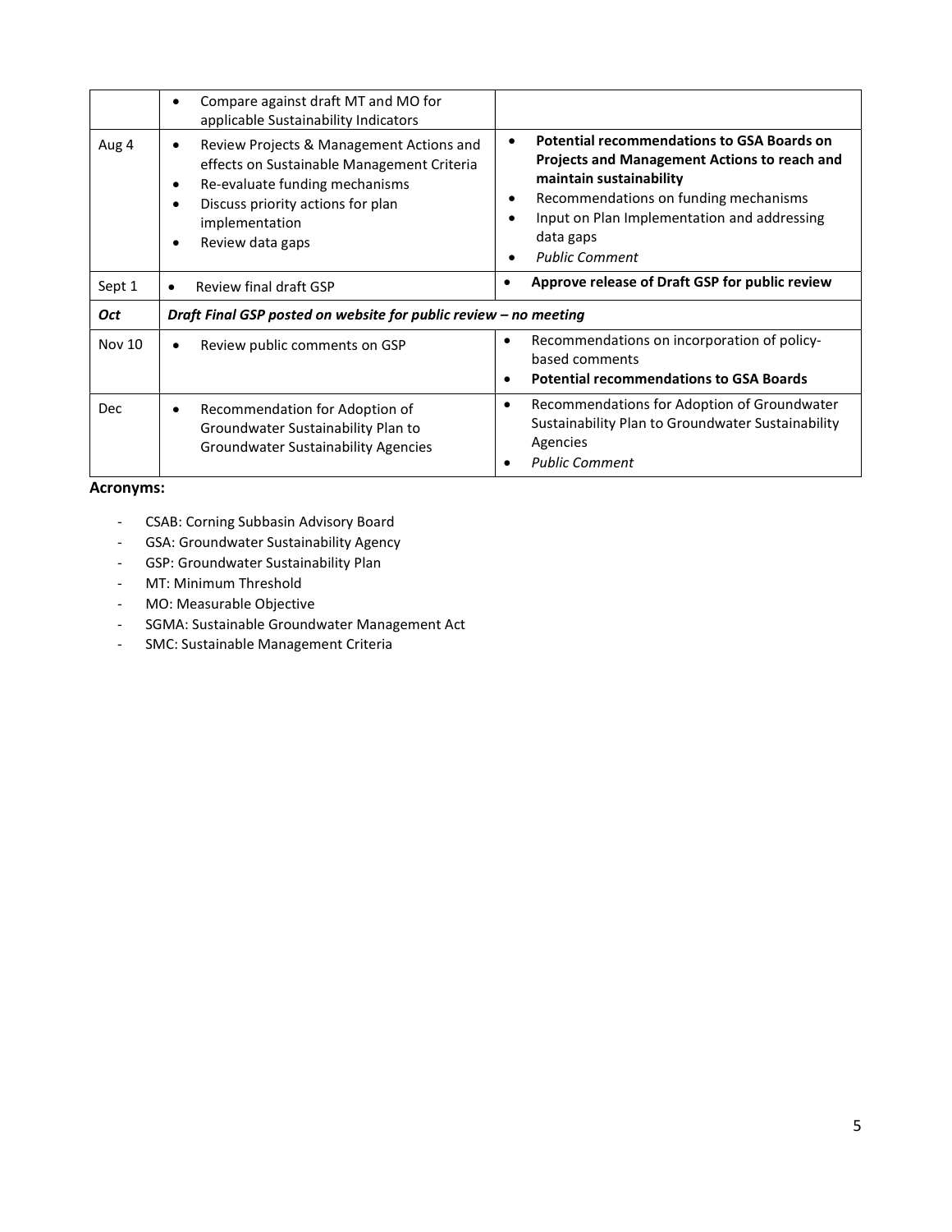| | | |
|---|---|---|
| | • Compare against draft MT and MO for applicable Sustainability Indicators | |
| Aug 4 | • Review Projects & Management Actions and effects on Sustainable Management Criteria<br>• Re-evaluate funding mechanisms<br>• Discuss priority actions for plan implementation<br>• Review data gaps | • **Potential recommendations to GSA Boards on Projects and Management Actions to reach and maintain sustainability**<br>• Recommendations on funding mechanisms<br>• Input on Plan Implementation and addressing data gaps<br>• *Public Comment* |
| Sept 1 | • Review final draft GSP | • **Approve release of Draft GSP for public review** |
| ***Oct*** | ***Draft Final GSP posted on website for public review – no meeting*** | |
| Nov 10 | • Review public comments on GSP | • Recommendations on incorporation of policy-based comments<br>• **Potential recommendations to GSA Boards** |
| Dec | • Recommendation for Adoption of Groundwater Sustainability Plan to Groundwater Sustainability Agencies | • Recommendations for Adoption of Groundwater Sustainability Plan to Groundwater Sustainability Agencies<br>• *Public Comment* |

**Acronyms:**

- CSAB: Corning Subbasin Advisory Board
- GSA: Groundwater Sustainability Agency
- GSP: Groundwater Sustainability Plan
- MT: Minimum Threshold
- MO: Measurable Objective
- SGMA: Sustainable Groundwater Management Act
- SMC: Sustainable Management Criteria